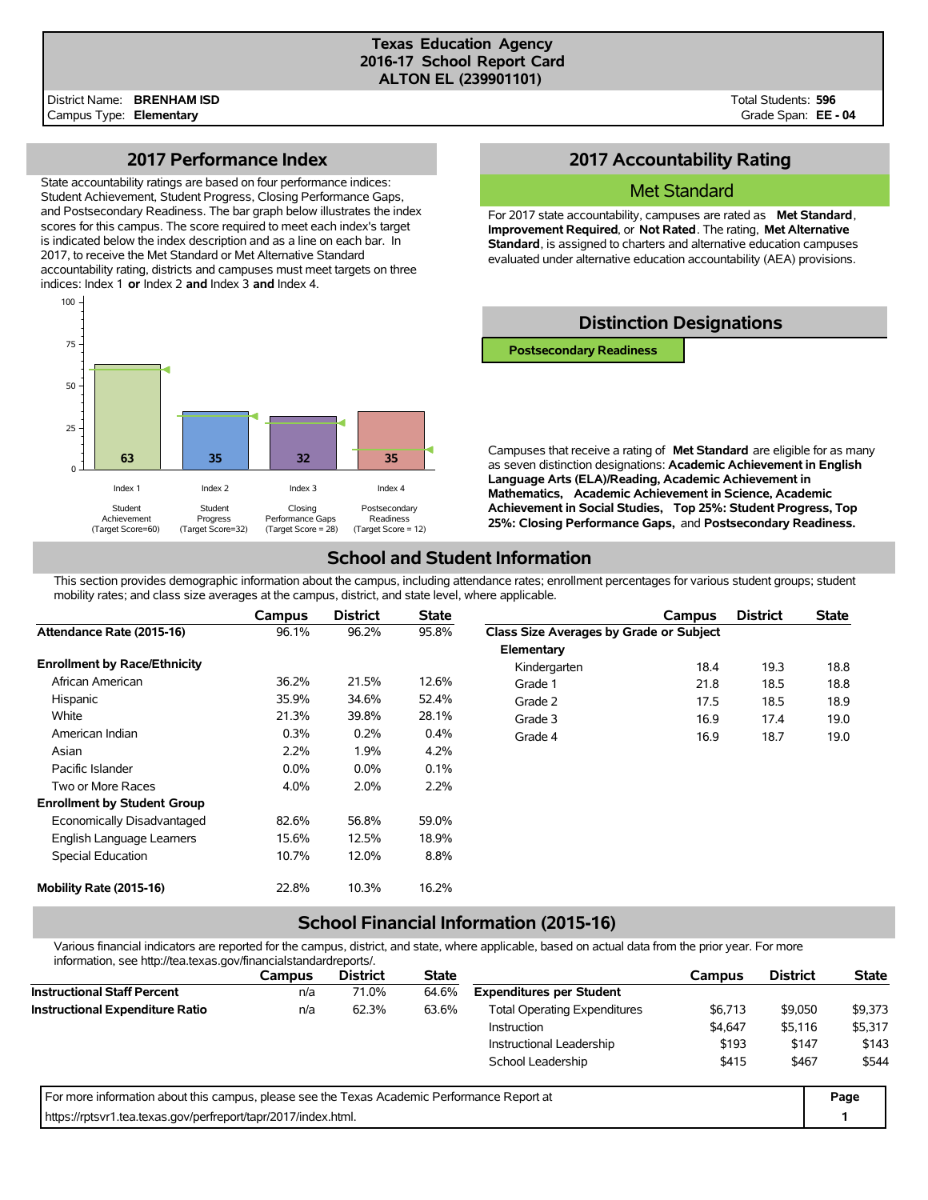# Texas Education Agency
## 2016-17 School Report Card
## ALTON EL (239901101)

District Name: **BRENHAM ISD**
Campus Type: **Elementary**

Total Students: **596**
Grade Span: **EE - 04**

## 2017 Performance Index

State accountability ratings are based on four performance indices: Student Achievement, Student Progress, Closing Performance Gaps, and Postsecondary Readiness. The bar graph below illustrates the index scores for this campus. The score required to meet each index's target is indicated below the index description and as a line on each bar. In 2017, to receive the Met Standard or Met Alternative Standard accountability rating, districts and campuses must meet targets on three indices: Index 1 **or** Index 2 **and** Index 3 **and** Index 4.

| Index | Description | Target Score | Score |
|---|---|---|---|
| Index 1 | Student Achievement | 60 | 63 |
| Index 2 | Student Progress | 32 | 35 |
| Index 3 | Closing Performance Gaps | 28 | 32 |
| Index 4 | Postsecondary Readiness | 12 | 35 |

## 2017 Accountability Rating

**Met Standard**

For 2017 state accountability, campuses are rated as **Met Standard**, **Improvement Required**, or **Not Rated**. The rating, **Met Alternative Standard**, is assigned to charters and alternative education campuses evaluated under alternative education accountability (AEA) provisions.

## Distinction Designations

**Postsecondary Readiness**

Campuses that receive a rating of **Met Standard** are eligible for as many as seven distinction designations: **Academic Achievement in English Language Arts (ELA)/Reading, Academic Achievement in Mathematics, Academic Achievement in Science, Academic Achievement in Social Studies, Top 25%: Student Progress, Top 25%: Closing Performance Gaps,** and **Postsecondary Readiness.**

## School and Student Information

This section provides demographic information about the campus, including attendance rates; enrollment percentages for various student groups; student mobility rates; and class size averages at the campus, district, and state level, where applicable.

| | Campus | District | State |
|---|---|---|---|
| **Attendance Rate (2015-16)** | 96.1% | 96.2% | 95.8% |
| **Enrollment by Race/Ethnicity** | | | |
| African American | 36.2% | 21.5% | 12.6% |
| Hispanic | 35.9% | 34.6% | 52.4% |
| White | 21.3% | 39.8% | 28.1% |
| American Indian | 0.3% | 0.2% | 0.4% |
| Asian | 2.2% | 1.9% | 4.2% |
| Pacific Islander | 0.0% | 0.0% | 0.1% |
| Two or More Races | 4.0% | 2.0% | 2.2% |
| **Enrollment by Student Group** | | | |
| Economically Disadvantaged | 82.6% | 56.8% | 59.0% |
| English Language Learners | 15.6% | 12.5% | 18.9% |
| Special Education | 10.7% | 12.0% | 8.8% |
| **Mobility Rate (2015-16)** | 22.8% | 10.3% | 16.2% |

| | Campus | District | State |
|---|---|---|---|
| **Class Size Averages by Grade or Subject** | | | |
| **Elementary** | | | |
| Kindergarten | 18.4 | 19.3 | 18.8 |
| Grade 1 | 21.8 | 18.5 | 18.8 |
| Grade 2 | 17.5 | 18.5 | 18.9 |
| Grade 3 | 16.9 | 17.4 | 19.0 |
| Grade 4 | 16.9 | 18.7 | 19.0 |

## School Financial Information (2015-16)

Various financial indicators are reported for the campus, district, and state, where applicable, based on actual data from the prior year. For more information, see http://tea.texas.gov/financialstandardreports/.

| | Campus | District | State |
|---|---|---|---|
| **Instructional Staff Percent** | n/a | 71.0% | 64.6% |
| **Instructional Expenditure Ratio** | n/a | 62.3% | 63.6% |

| | Campus | District | State |
|---|---|---|---|
| **Expenditures per Student** | | | |
| Total Operating Expenditures | $6,713 | $9,050 | $9,373 |
| Instruction | $4,647 | $5,116 | $5,317 |
| Instructional Leadership | $193 | $147 | $143 |
| School Leadership | $415 | $467 | $544 |

For more information about this campus, please see the Texas Academic Performance Report at https://rptsvr1.tea.texas.gov/perfreport/tapr/2017/index.html.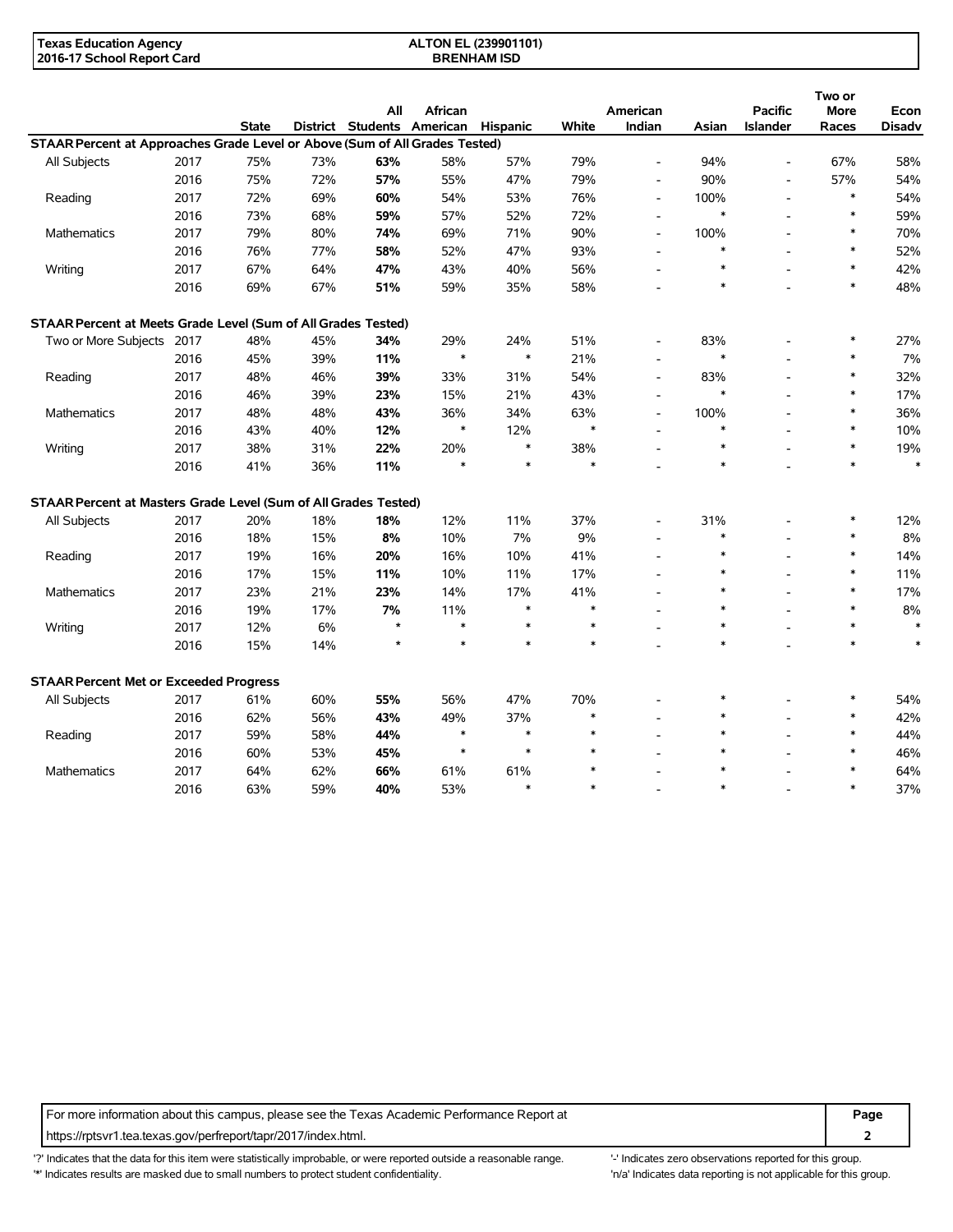**Texas Education Agency**
**2016-17 School Report Card**

**ALTON EL (239901101)**
**BRENHAM ISD**

| | | State | District | All Students | African American | Hispanic | White | American Indian | Asian | Pacific Islander | Two or More Races | Econ Disadv |
|---|---|---|---|---|---|---|---|---|---|---|---|---|
| **STAAR Percent at Approaches Grade Level or Above (Sum of All Grades Tested)** | | | | | | | | | | | | |
| All Subjects | 2017 | 75% | 73% | **63%** | 58% | 57% | 79% | - | 94% | - | 67% | 58% |
| | 2016 | 75% | 72% | **57%** | 55% | 47% | 79% | - | 90% | - | 57% | 54% |
| Reading | 2017 | 72% | 69% | **60%** | 54% | 53% | 76% | - | 100% | - | * | 54% |
| | 2016 | 73% | 68% | **59%** | 57% | 52% | 72% | - | * | - | * | 59% |
| Mathematics | 2017 | 79% | 80% | **74%** | 69% | 71% | 90% | - | 100% | - | * | 70% |
| | 2016 | 76% | 77% | **58%** | 52% | 47% | 93% | - | * | - | * | 52% |
| Writing | 2017 | 67% | 64% | **47%** | 43% | 40% | 56% | - | * | - | * | 42% |
| | 2016 | 69% | 67% | **51%** | 59% | 35% | 58% | - | * | - | * | 48% |
| **STAAR Percent at Meets Grade Level (Sum of All Grades Tested)** | | | | | | | | | | | | |
| Two or More Subjects | 2017 | 48% | 45% | **34%** | 29% | 24% | 51% | - | 83% | - | * | 27% |
| | 2016 | 45% | 39% | **11%** | * | * | 21% | - | * | - | * | 7% |
| Reading | 2017 | 48% | 46% | **39%** | 33% | 31% | 54% | - | 83% | - | * | 32% |
| | 2016 | 46% | 39% | **23%** | 15% | 21% | 43% | - | * | - | * | 17% |
| Mathematics | 2017 | 48% | 48% | **43%** | 36% | 34% | 63% | - | 100% | - | * | 36% |
| | 2016 | 43% | 40% | **12%** | * | 12% | * | - | * | - | * | 10% |
| Writing | 2017 | 38% | 31% | **22%** | 20% | * | 38% | - | * | - | * | 19% |
| | 2016 | 41% | 36% | **11%** | * | * | * | - | * | - | * | * |
| **STAAR Percent at Masters Grade Level (Sum of All Grades Tested)** | | | | | | | | | | | | |
| All Subjects | 2017 | 20% | 18% | **18%** | 12% | 11% | 37% | - | 31% | - | * | 12% |
| | 2016 | 18% | 15% | **8%** | 10% | 7% | 9% | - | * | - | * | 8% |
| Reading | 2017 | 19% | 16% | **20%** | 16% | 10% | 41% | - | * | - | * | 14% |
| | 2016 | 17% | 15% | **11%** | 10% | 11% | 17% | - | * | - | * | 11% |
| Mathematics | 2017 | 23% | 21% | **23%** | 14% | 17% | 41% | - | * | - | * | 17% |
| | 2016 | 19% | 17% | **7%** | 11% | * | * | - | * | - | * | 8% |
| Writing | 2017 | 12% | 6% | * | * | * | * | - | * | - | * | * |
| | 2016 | 15% | 14% | * | * | * | * | - | * | - | * | * |
| **STAAR Percent Met or Exceeded Progress** | | | | | | | | | | | | |
| All Subjects | 2017 | 61% | 60% | **55%** | 56% | 47% | 70% | - | * | - | * | 54% |
| | 2016 | 62% | 56% | **43%** | 49% | 37% | * | - | * | - | * | 42% |
| Reading | 2017 | 59% | 58% | **44%** | * | * | * | - | * | - | * | 44% |
| | 2016 | 60% | 53% | **45%** | * | * | * | - | * | - | * | 46% |
| Mathematics | 2017 | 64% | 62% | **66%** | 61% | 61% | * | - | * | - | * | 64% |
| | 2016 | 63% | 59% | **40%** | 53% | * | * | - | * | - | * | 37% |

For more information about this campus, please see the Texas Academic Performance Report at https://rptsvr1.tea.texas.gov/perfreport/tapr/2017/index.html.

'?' Indicates that the data for this item were statistically improbable, or were reported outside a reasonable range.
'*' Indicates results are masked due to small numbers to protect student confidentiality.
'-' Indicates zero observations reported for this group.
'n/a' Indicates data reporting is not applicable for this group.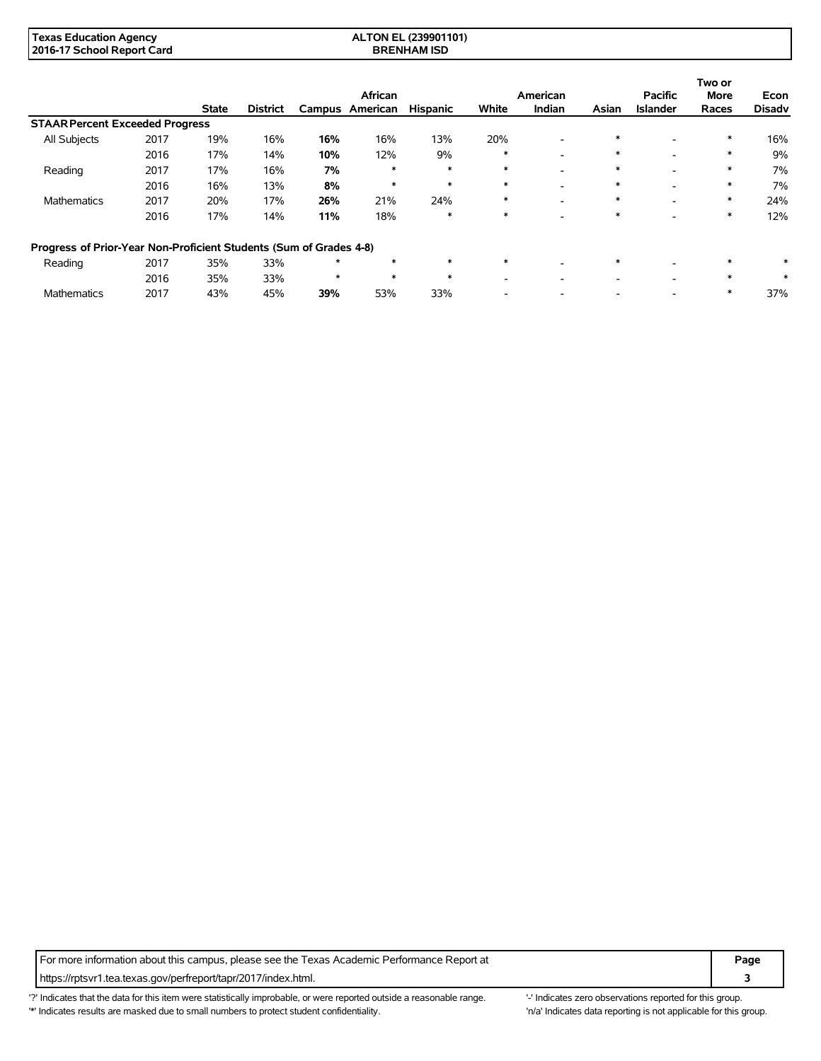| | | State | District | Campus | African American | Hispanic | White | American Indian | Asian | Pacific Islander | Two or More Races | Econ Disadv |
|---|---|---|---|---|---|---|---|---|---|---|---|---|
| **STAAR Percent Exceeded Progress** | | | | | | | | | | | | |
| All Subjects | 2017 | 19% | 16% | **16%** | 16% | 13% | 20% | - | * | - | * | 16% |
| | 2016 | 17% | 14% | **10%** | 12% | 9% | * | - | * | - | * | 9% |
| Reading | 2017 | 17% | 16% | **7%** | * | * | * | - | * | - | * | 7% |
| | 2016 | 16% | 13% | **8%** | * | * | * | - | * | - | * | 7% |
| Mathematics | 2017 | 20% | 17% | **26%** | 21% | 24% | * | - | * | - | * | 24% |
| | 2016 | 17% | 14% | **11%** | 18% | * | * | - | * | - | * | 12% |
| **Progress of Prior-Year Non-Proficient Students (Sum of Grades 4-8)** | | | | | | | | | | | | |
| Reading | 2017 | 35% | 33% | * | * | * | * | - | * | - | * | * |
| | 2016 | 35% | 33% | * | * | * | - | - | - | - | * | * |
| Mathematics | 2017 | 43% | 45% | **39%** | 53% | 33% | - | - | - | - | * | 37% |

For more information about this campus, please see the Texas Academic Performance Report at https://rptsvr1.tea.texas.gov/perfreport/tapr/2017/index.html.

'?' Indicates that the data for this item were statistically improbable, or were reported outside a reasonable range.
'*' Indicates results are masked due to small numbers to protect student confidentiality.
'-' Indicates zero observations reported for this group.
'n/a' Indicates data reporting is not applicable for this group.